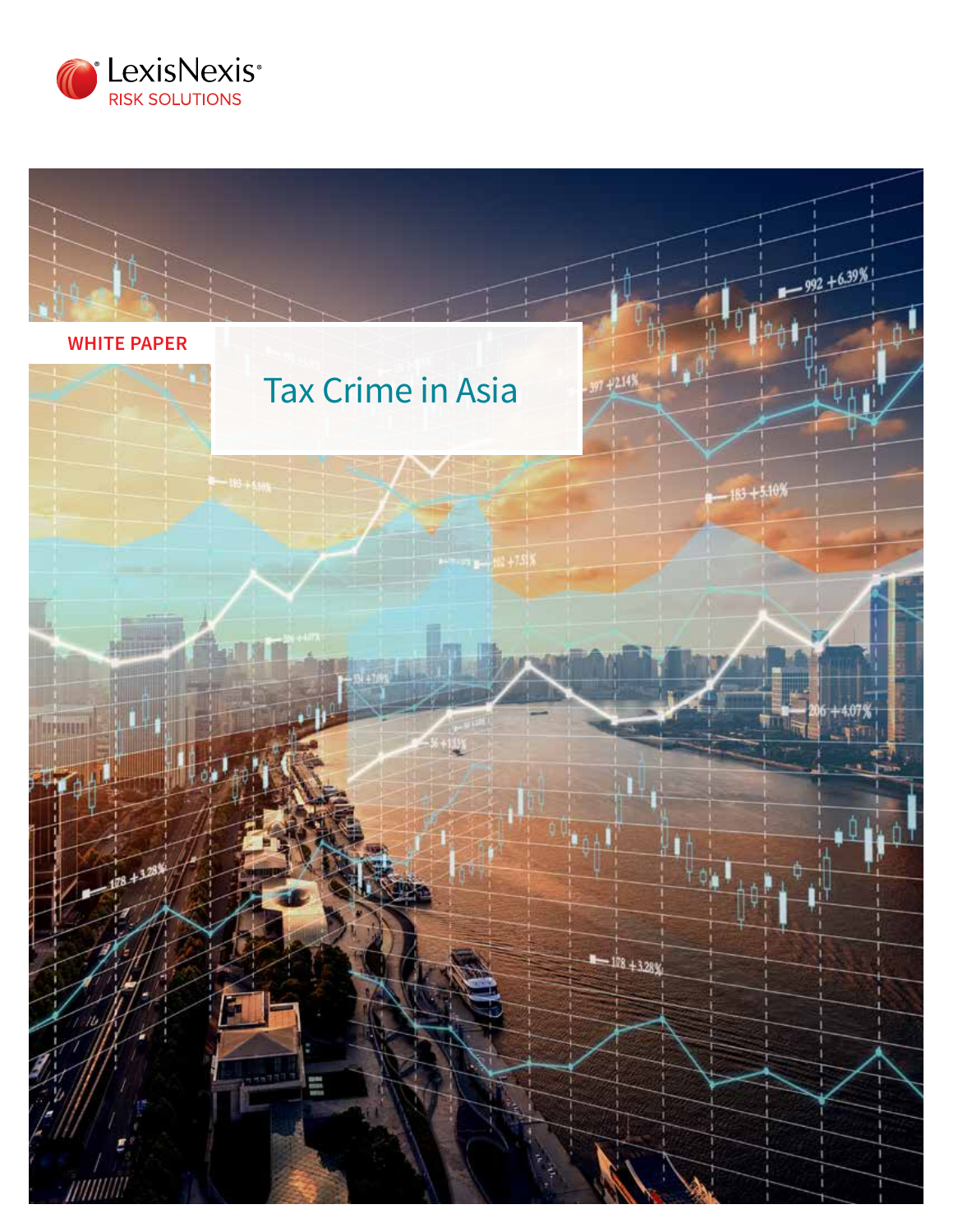LexisNexis®
RISK SOLUTIONS

WHITE PAPER

# Tax Crime in Asia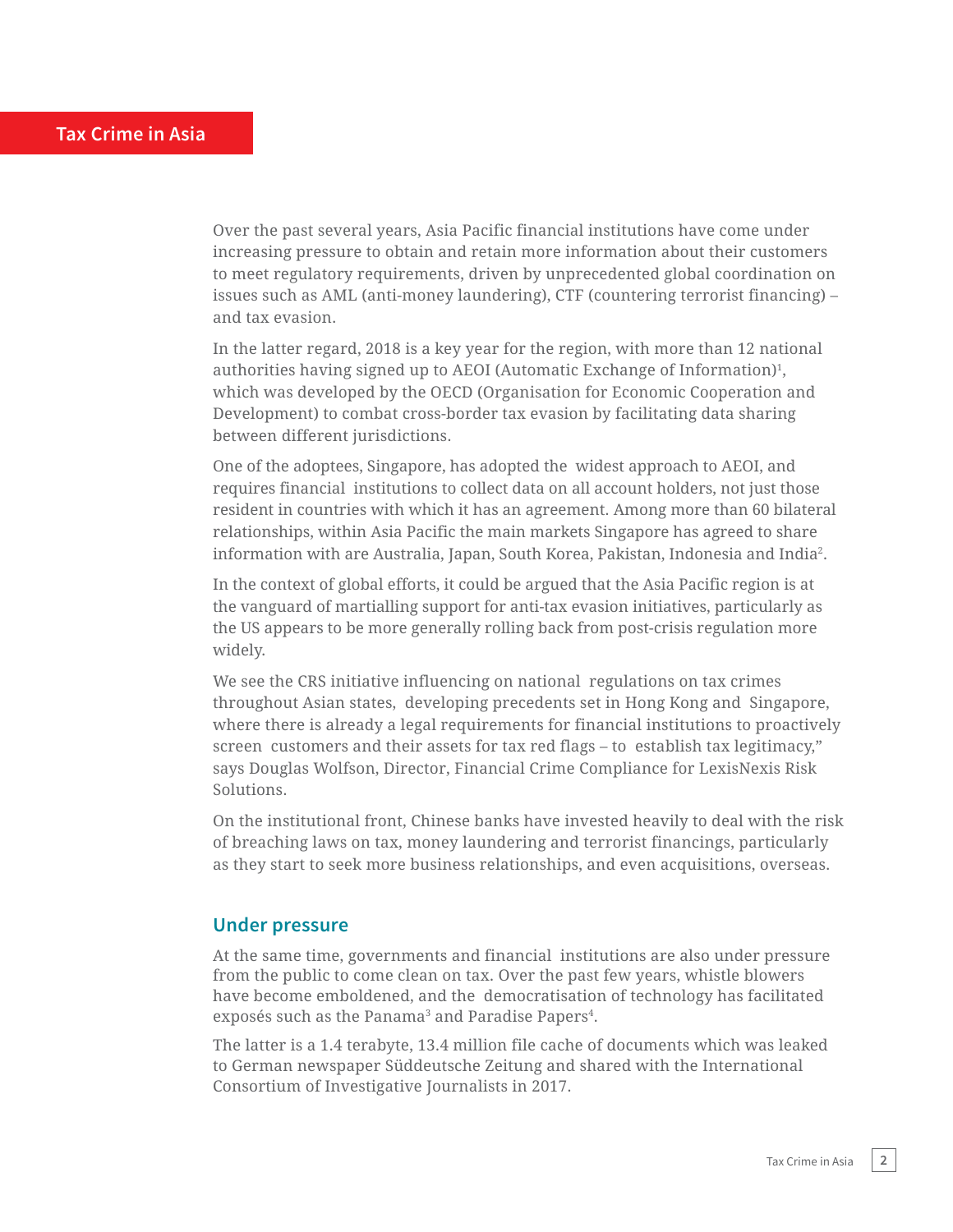# Tax Crime in Asia

Over the past several years, Asia Pacific financial institutions have come under increasing pressure to obtain and retain more information about their customers to meet regulatory requirements, driven by unprecedented global coordination on issues such as AML (anti-money laundering), CTF (countering terrorist financing) – and tax evasion.

In the latter regard, 2018 is a key year for the region, with more than 12 national authorities having signed up to AEOI (Automatic Exchange of Information)[1], which was developed by the OECD (Organisation for Economic Cooperation and Development) to combat cross-border tax evasion by facilitating data sharing between different jurisdictions.

One of the adoptees, Singapore, has adopted the widest approach to AEOI, and requires financial institutions to collect data on all account holders, not just those resident in countries with which it has an agreement. Among more than 60 bilateral relationships, within Asia Pacific the main markets Singapore has agreed to share information with are Australia, Japan, South Korea, Pakistan, Indonesia and India[2].

In the context of global efforts, it could be argued that the Asia Pacific region is at the vanguard of martialling support for anti-tax evasion initiatives, particularly as the US appears to be more generally rolling back from post-crisis regulation more widely.

We see the CRS initiative influencing on national regulations on tax crimes throughout Asian states, developing precedents set in Hong Kong and Singapore, where there is already a legal requirements for financial institutions to proactively screen customers and their assets for tax red flags – to establish tax legitimacy," says Douglas Wolfson, Director, Financial Crime Compliance for LexisNexis Risk Solutions.

On the institutional front, Chinese banks have invested heavily to deal with the risk of breaching laws on tax, money laundering and terrorist financings, particularly as they start to seek more business relationships, and even acquisitions, overseas.

## Under pressure

At the same time, governments and financial institutions are also under pressure from the public to come clean on tax. Over the past few years, whistle blowers have become emboldened, and the democratisation of technology has facilitated exposés such as the Panama[3] and Paradise Papers[4].

The latter is a 1.4 terabyte, 13.4 million file cache of documents which was leaked to German newspaper Süddeutsche Zeitung and shared with the International Consortium of Investigative Journalists in 2017.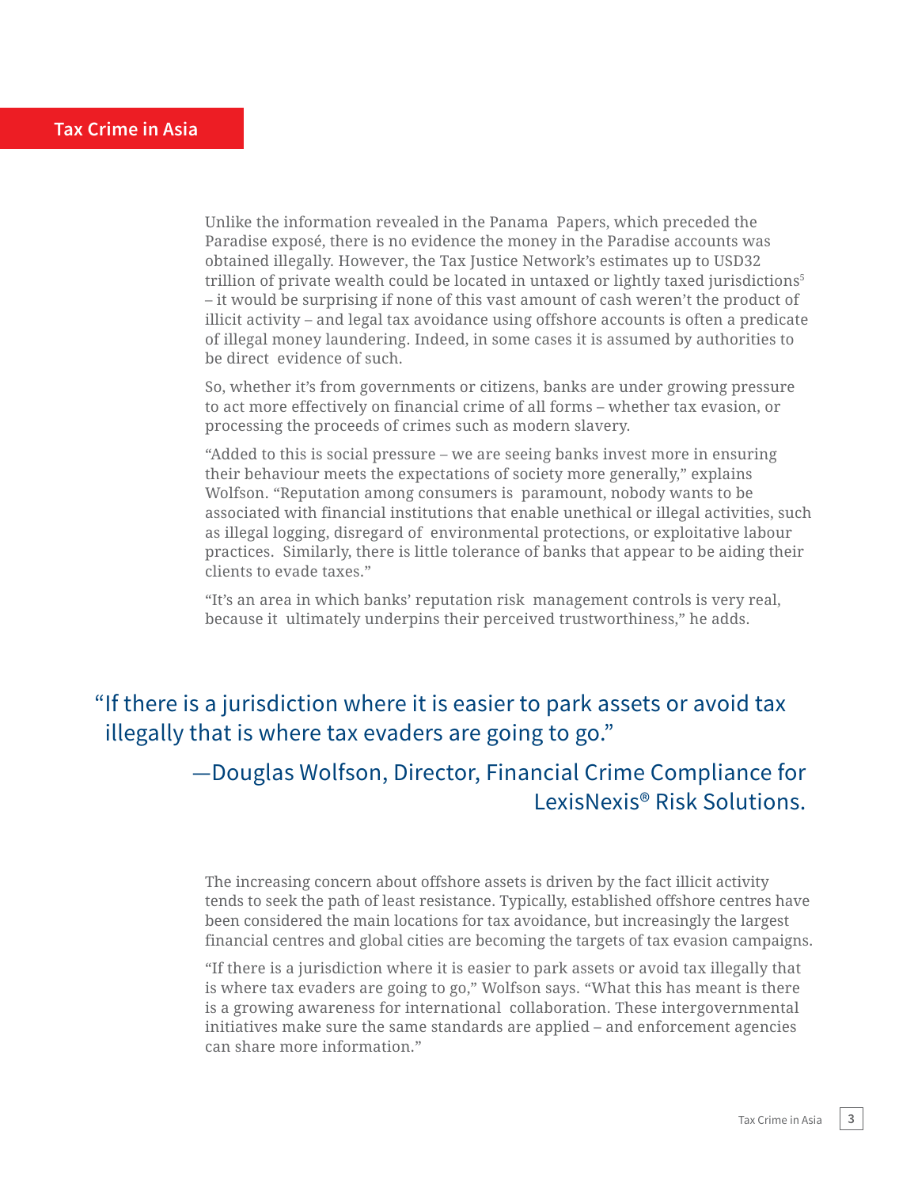Unlike the information revealed in the Panama Papers, which preceded the Paradise exposé, there is no evidence the money in the Paradise accounts was obtained illegally. However, the Tax Justice Network's estimates up to USD32 trillion of private wealth could be located in untaxed or lightly taxed jurisdictions[5] – it would be surprising if none of this vast amount of cash weren't the product of illicit activity – and legal tax avoidance using offshore accounts is often a predicate of illegal money laundering. Indeed, in some cases it is assumed by authorities to be direct evidence of such.

So, whether it's from governments or citizens, banks are under growing pressure to act more effectively on financial crime of all forms – whether tax evasion, or processing the proceeds of crimes such as modern slavery.

"Added to this is social pressure – we are seeing banks invest more in ensuring their behaviour meets the expectations of society more generally," explains Wolfson. "Reputation among consumers is paramount, nobody wants to be associated with financial institutions that enable unethical or illegal activities, such as illegal logging, disregard of environmental protections, or exploitative labour practices. Similarly, there is little tolerance of banks that appear to be aiding their clients to evade taxes."

"It's an area in which banks' reputation risk management controls is very real, because it ultimately underpins their perceived trustworthiness," he adds.

> "If there is a jurisdiction where it is easier to park assets or avoid tax illegally that is where tax evaders are going to go."
>
> —Douglas Wolfson, Director, Financial Crime Compliance for LexisNexis® Risk Solutions.

The increasing concern about offshore assets is driven by the fact illicit activity tends to seek the path of least resistance. Typically, established offshore centres have been considered the main locations for tax avoidance, but increasingly the largest financial centres and global cities are becoming the targets of tax evasion campaigns.

"If there is a jurisdiction where it is easier to park assets or avoid tax illegally that is where tax evaders are going to go," Wolfson says. "What this has meant is there is a growing awareness for international collaboration. These intergovernmental initiatives make sure the same standards are applied – and enforcement agencies can share more information."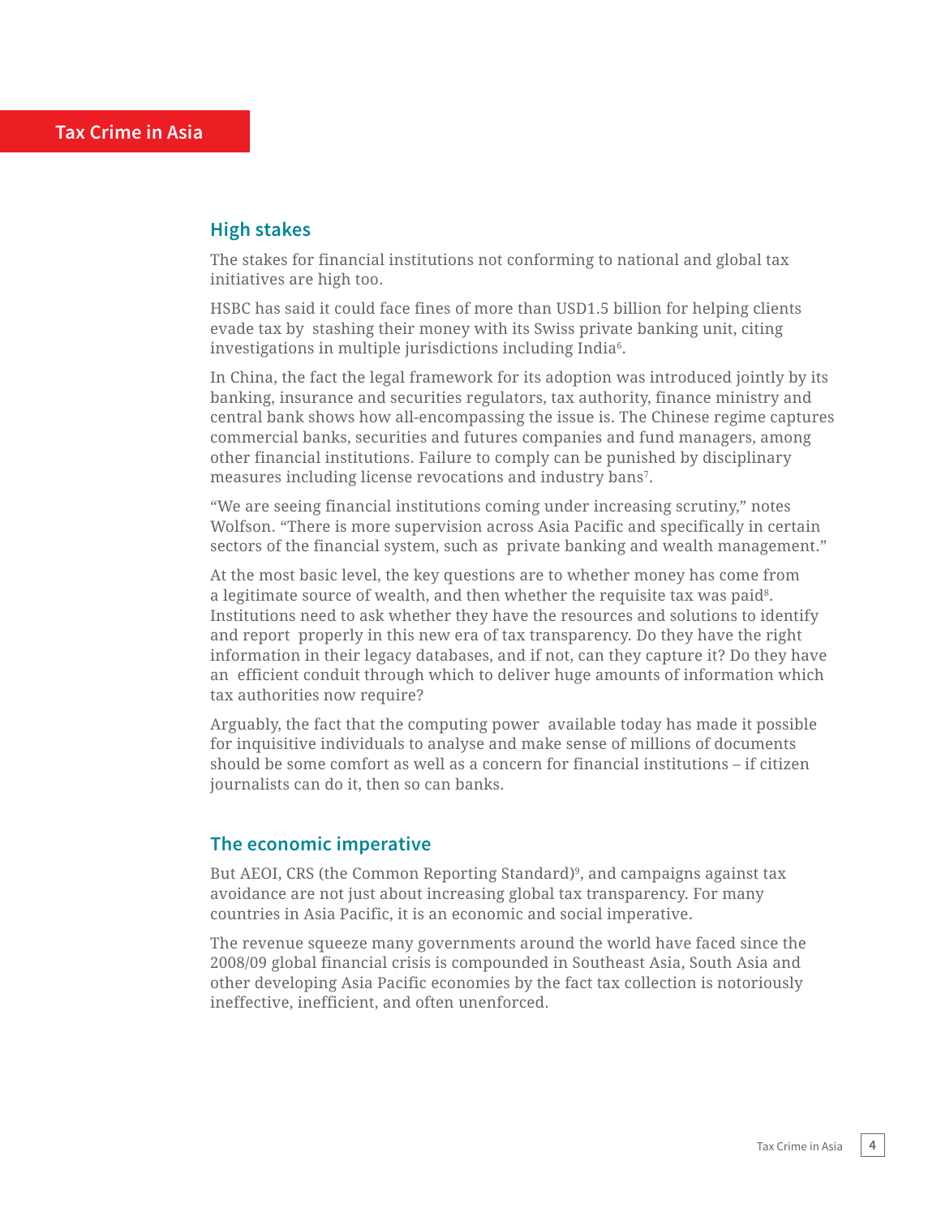## High stakes

The stakes for financial institutions not conforming to national and global tax initiatives are high too.

HSBC has said it could face fines of more than USD1.5 billion for helping clients evade tax by stashing their money with its Swiss private banking unit, citing investigations in multiple jurisdictions including India[6].

In China, the fact the legal framework for its adoption was introduced jointly by its banking, insurance and securities regulators, tax authority, finance ministry and central bank shows how all-encompassing the issue is. The Chinese regime captures commercial banks, securities and futures companies and fund managers, among other financial institutions. Failure to comply can be punished by disciplinary measures including license revocations and industry bans[7].

"We are seeing financial institutions coming under increasing scrutiny," notes Wolfson. "There is more supervision across Asia Pacific and specifically in certain sectors of the financial system, such as private banking and wealth management."

At the most basic level, the key questions are to whether money has come from a legitimate source of wealth, and then whether the requisite tax was paid[8]. Institutions need to ask whether they have the resources and solutions to identify and report properly in this new era of tax transparency. Do they have the right information in their legacy databases, and if not, can they capture it? Do they have an efficient conduit through which to deliver huge amounts of information which tax authorities now require?

Arguably, the fact that the computing power available today has made it possible for inquisitive individuals to analyse and make sense of millions of documents should be some comfort as well as a concern for financial institutions – if citizen journalists can do it, then so can banks.

## The economic imperative

But AEOI, CRS (the Common Reporting Standard)[9], and campaigns against tax avoidance are not just about increasing global tax transparency. For many countries in Asia Pacific, it is an economic and social imperative.

The revenue squeeze many governments around the world have faced since the 2008/09 global financial crisis is compounded in Southeast Asia, South Asia and other developing Asia Pacific economies by the fact tax collection is notoriously ineffective, inefficient, and often unenforced.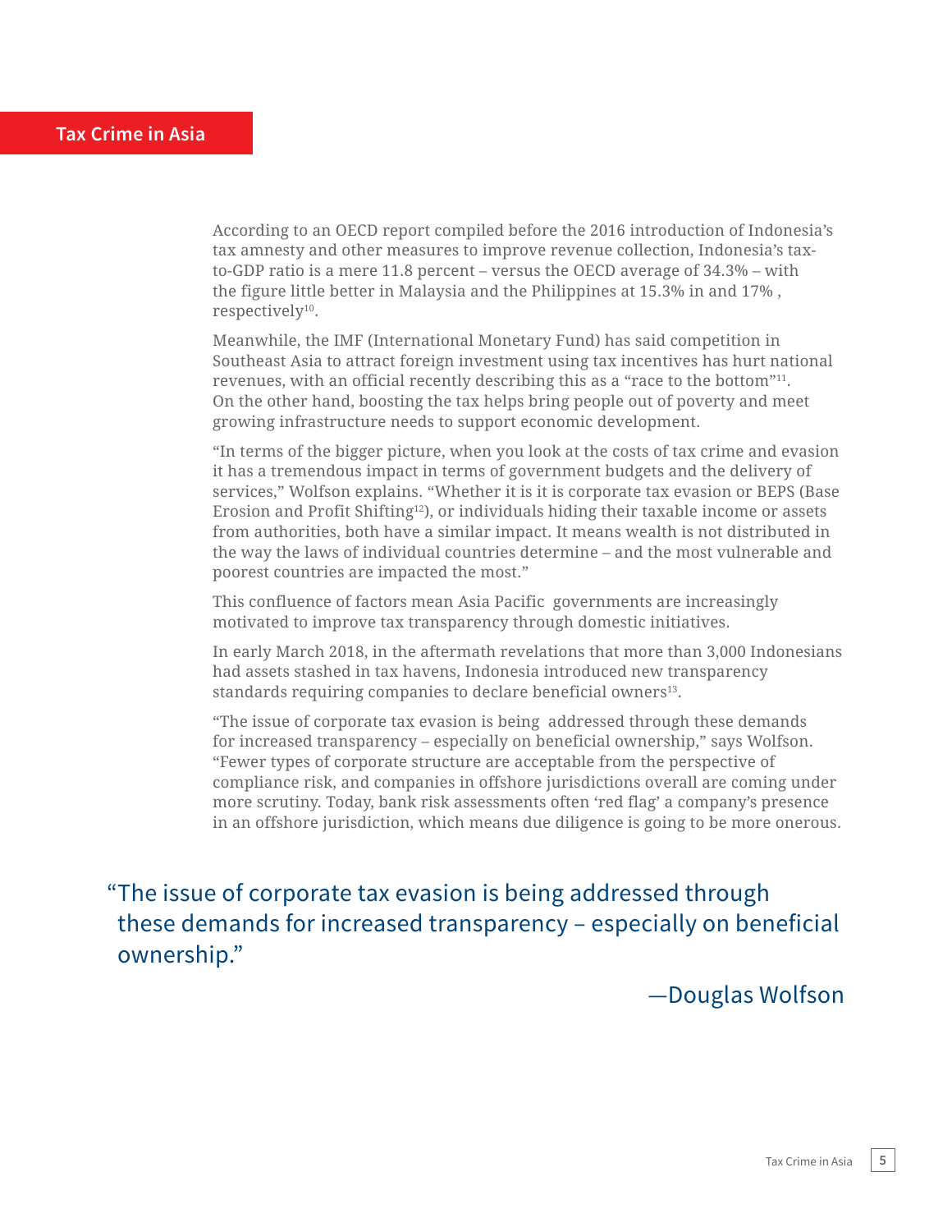According to an OECD report compiled before the 2016 introduction of Indonesia's tax amnesty and other measures to improve revenue collection, Indonesia's tax-to-GDP ratio is a mere 11.8 percent – versus the OECD average of 34.3% – with the figure little better in Malaysia and the Philippines at 15.3% in and 17% , respectively[10].

Meanwhile, the IMF (International Monetary Fund) has said competition in Southeast Asia to attract foreign investment using tax incentives has hurt national revenues, with an official recently describing this as a "race to the bottom"[11]. On the other hand, boosting the tax helps bring people out of poverty and meet growing infrastructure needs to support economic development.

"In terms of the bigger picture, when you look at the costs of tax crime and evasion it has a tremendous impact in terms of government budgets and the delivery of services," Wolfson explains. "Whether it is it is corporate tax evasion or BEPS (Base Erosion and Profit Shifting[12]), or individuals hiding their taxable income or assets from authorities, both have a similar impact. It means wealth is not distributed in the way the laws of individual countries determine – and the most vulnerable and poorest countries are impacted the most."

This confluence of factors mean Asia Pacific governments are increasingly motivated to improve tax transparency through domestic initiatives.

In early March 2018, in the aftermath revelations that more than 3,000 Indonesians had assets stashed in tax havens, Indonesia introduced new transparency standards requiring companies to declare beneficial owners[13].

"The issue of corporate tax evasion is being addressed through these demands for increased transparency – especially on beneficial ownership," says Wolfson. "Fewer types of corporate structure are acceptable from the perspective of compliance risk, and companies in offshore jurisdictions overall are coming under more scrutiny. Today, bank risk assessments often 'red flag' a company's presence in an offshore jurisdiction, which means due diligence is going to be more onerous.

> "The issue of corporate tax evasion is being addressed through these demands for increased transparency – especially on beneficial ownership."
>
> —Douglas Wolfson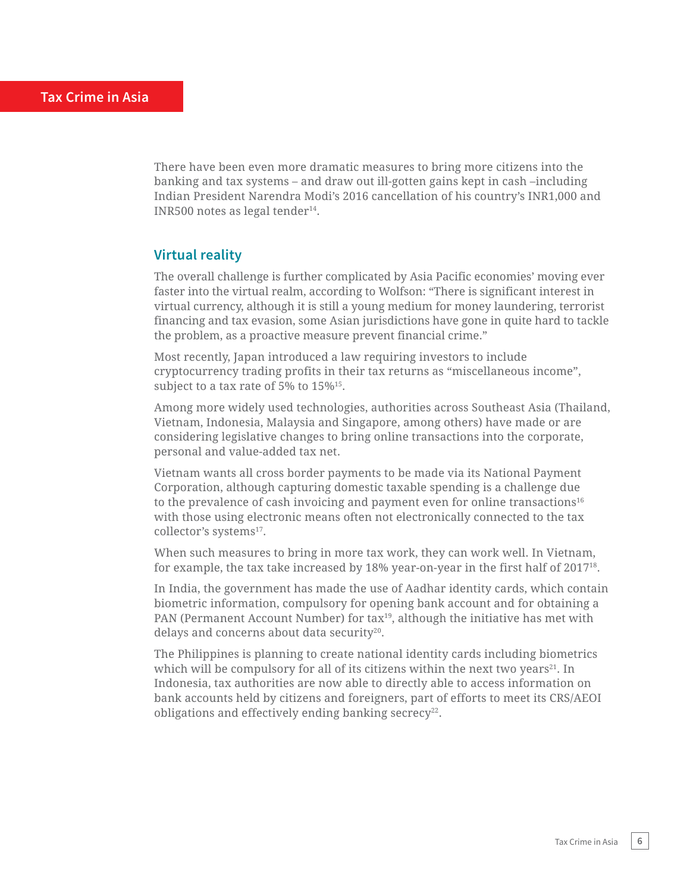There have been even more dramatic measures to bring more citizens into the banking and tax systems – and draw out ill-gotten gains kept in cash –including Indian President Narendra Modi's 2016 cancellation of his country's INR1,000 and INR500 notes as legal tender[14].

## Virtual reality

The overall challenge is further complicated by Asia Pacific economies' moving ever faster into the virtual realm, according to Wolfson: "There is significant interest in virtual currency, although it is still a young medium for money laundering, terrorist financing and tax evasion, some Asian jurisdictions have gone in quite hard to tackle the problem, as a proactive measure prevent financial crime."

Most recently, Japan introduced a law requiring investors to include cryptocurrency trading profits in their tax returns as "miscellaneous income", subject to a tax rate of 5% to 15%[15].

Among more widely used technologies, authorities across Southeast Asia (Thailand, Vietnam, Indonesia, Malaysia and Singapore, among others) have made or are considering legislative changes to bring online transactions into the corporate, personal and value-added tax net.

Vietnam wants all cross border payments to be made via its National Payment Corporation, although capturing domestic taxable spending is a challenge due to the prevalence of cash invoicing and payment even for online transactions[16] with those using electronic means often not electronically connected to the tax collector's systems[17].

When such measures to bring in more tax work, they can work well. In Vietnam, for example, the tax take increased by 18% year-on-year in the first half of 2017[18].

In India, the government has made the use of Aadhar identity cards, which contain biometric information, compulsory for opening bank account and for obtaining a PAN (Permanent Account Number) for tax[19], although the initiative has met with delays and concerns about data security[20].

The Philippines is planning to create national identity cards including biometrics which will be compulsory for all of its citizens within the next two years[21]. In Indonesia, tax authorities are now able to directly able to access information on bank accounts held by citizens and foreigners, part of efforts to meet its CRS/AEOI obligations and effectively ending banking secrecy[22].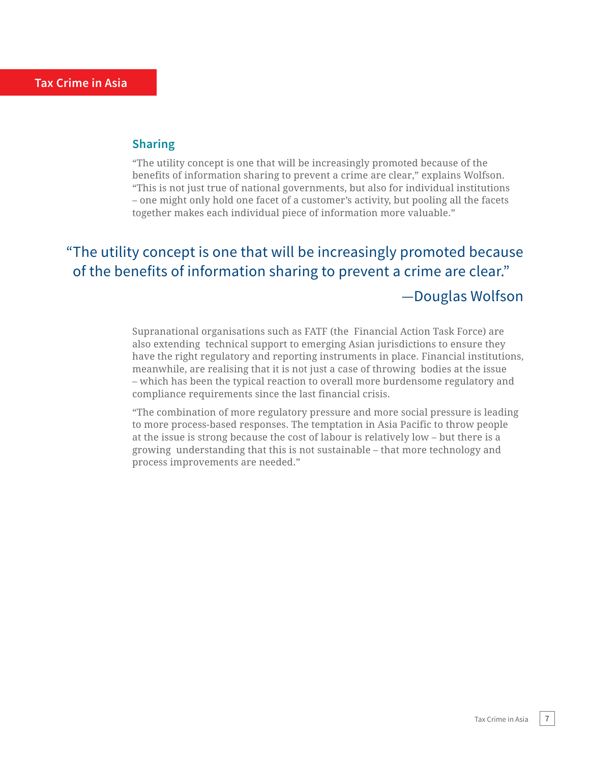## Sharing

"The utility concept is one that will be increasingly promoted because of the benefits of information sharing to prevent a crime are clear," explains Wolfson. "This is not just true of national governments, but also for individual institutions – one might only hold one facet of a customer's activity, but pooling all the facets together makes each individual piece of information more valuable."

> "The utility concept is one that will be increasingly promoted because of the benefits of information sharing to prevent a crime are clear."
>
> —Douglas Wolfson

Supranational organisations such as FATF (the Financial Action Task Force) are also extending technical support to emerging Asian jurisdictions to ensure they have the right regulatory and reporting instruments in place. Financial institutions, meanwhile, are realising that it is not just a case of throwing bodies at the issue – which has been the typical reaction to overall more burdensome regulatory and compliance requirements since the last financial crisis.

"The combination of more regulatory pressure and more social pressure is leading to more process-based responses. The temptation in Asia Pacific to throw people at the issue is strong because the cost of labour is relatively low – but there is a growing understanding that this is not sustainable – that more technology and process improvements are needed."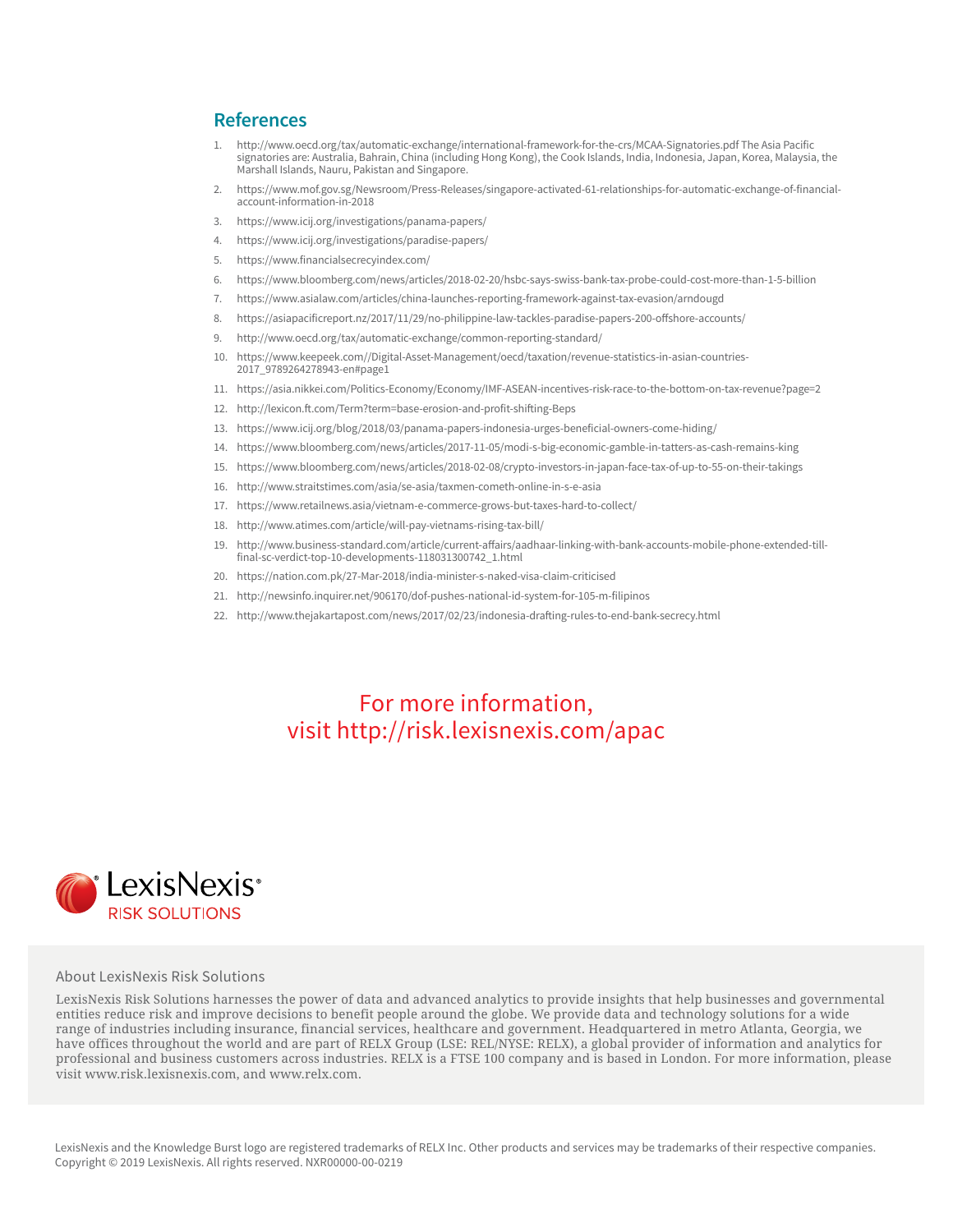## References

1. http://www.oecd.org/tax/automatic-exchange/international-framework-for-the-crs/MCAA-Signatories.pdf The Asia Pacific signatories are: Australia, Bahrain, China (including Hong Kong), the Cook Islands, India, Indonesia, Japan, Korea, Malaysia, the Marshall Islands, Nauru, Pakistan and Singapore.
2. https://www.mof.gov.sg/Newsroom/Press-Releases/singapore-activated-61-relationships-for-automatic-exchange-of-financial-account-information-in-2018
3. https://www.icij.org/investigations/panama-papers/
4. https://www.icij.org/investigations/paradise-papers/
5. https://www.financialsecrecyindex.com/
6. https://www.bloomberg.com/news/articles/2018-02-20/hsbc-says-swiss-bank-tax-probe-could-cost-more-than-1-5-billion
7. https://www.asialaw.com/articles/china-launches-reporting-framework-against-tax-evasion/arndougd
8. https://asiapacificreport.nz/2017/11/29/no-philippine-law-tackles-paradise-papers-200-offshore-accounts/
9. http://www.oecd.org/tax/automatic-exchange/common-reporting-standard/
10. https://www.keepeek.com//Digital-Asset-Management/oecd/taxation/revenue-statistics-in-asian-countries-2017_9789264278943-en#page1
11. https://asia.nikkei.com/Politics-Economy/Economy/IMF-ASEAN-incentives-risk-race-to-the-bottom-on-tax-revenue?page=2
12. http://lexicon.ft.com/Term?term=base-erosion-and-profit-shifting-Beps
13. https://www.icij.org/blog/2018/03/panama-papers-indonesia-urges-beneficial-owners-come-hiding/
14. https://www.bloomberg.com/news/articles/2017-11-05/modi-s-big-economic-gamble-in-tatters-as-cash-remains-king
15. https://www.bloomberg.com/news/articles/2018-02-08/crypto-investors-in-japan-face-tax-of-up-to-55-on-their-takings
16. http://www.straitstimes.com/asia/se-asia/taxmen-cometh-online-in-s-e-asia
17. https://www.retailnews.asia/vietnam-e-commerce-grows-but-taxes-hard-to-collect/
18. http://www.atimes.com/article/will-pay-vietnams-rising-tax-bill/
19. http://www.business-standard.com/article/current-affairs/aadhaar-linking-with-bank-accounts-mobile-phone-extended-till-final-sc-verdict-top-10-developments-118031300742_1.html
20. https://nation.com.pk/27-Mar-2018/india-minister-s-naked-visa-claim-criticised
21. http://newsinfo.inquirer.net/906170/dof-pushes-national-id-system-for-105-m-filipinos
22. http://www.thejakartapost.com/news/2017/02/23/indonesia-drafting-rules-to-end-bank-secrecy.html

For more information,
visit http://risk.lexisnexis.com/apac

LexisNexis® RISK SOLUTIONS

About LexisNexis Risk Solutions

LexisNexis Risk Solutions harnesses the power of data and advanced analytics to provide insights that help businesses and governmental entities reduce risk and improve decisions to benefit people around the globe. We provide data and technology solutions for a wide range of industries including insurance, financial services, healthcare and government. Headquartered in metro Atlanta, Georgia, we have offices throughout the world and are part of RELX Group (LSE: REL/NYSE: RELX), a global provider of information and analytics for professional and business customers across industries. RELX is a FTSE 100 company and is based in London. For more information, please visit www.risk.lexisnexis.com, and www.relx.com.

LexisNexis and the Knowledge Burst logo are registered trademarks of RELX Inc. Other products and services may be trademarks of their respective companies.
Copyright © 2019 LexisNexis. All rights reserved. NXR00000-00-0219